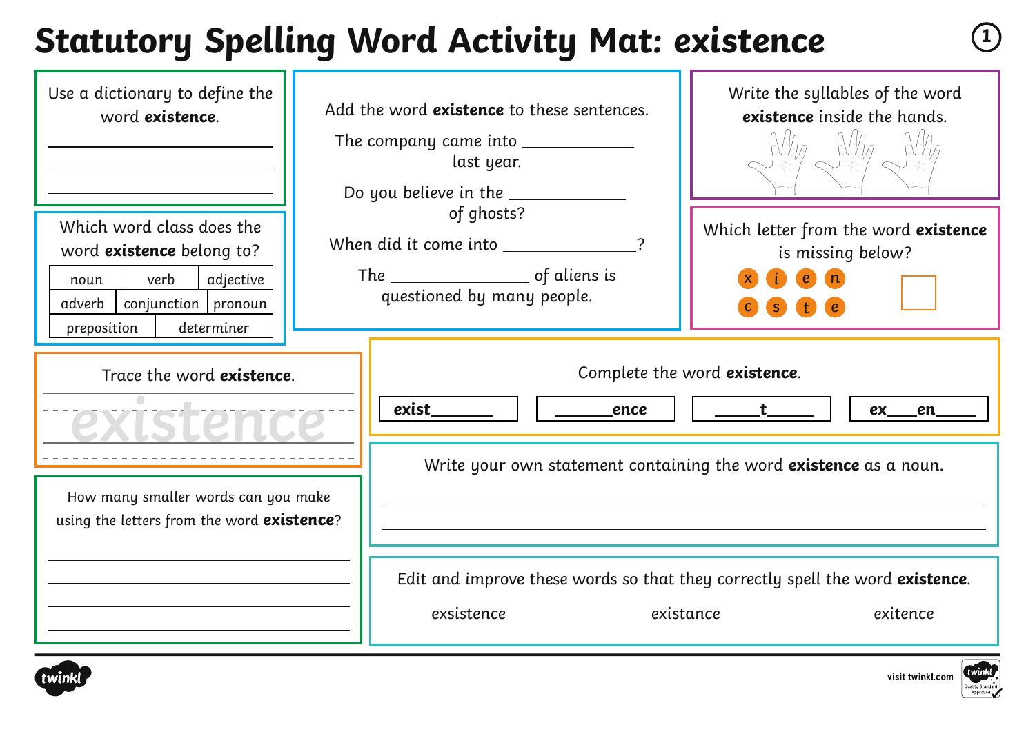# Statutory Spelling Word Activity Mat: existence

Use a dictionary to define the word **existence**.

______________________________

______________________________

______________________________

Add the word **existence** to these sentences.

The company came into ____________ last year.

Do you believe in the ____________ of ghosts?

When did it come into ____________?

The ____________ of aliens is questioned by many people.

Write the syllables of the word **existence** inside the hands.

Which word class does the word **existence** belong to?

| noun | verb | adjective |
|---|---|---|
| adverb | conjunction | pronoun |
| preposition | determiner | |

Which letter from the word **existence** is missing below?

x i e n
c s t e

Trace the word **existence**.

existence

Complete the word **existence**.

| exist_____ | _____ence | ___t___ | ex___en___ |
|---|---|---|---|

How many smaller words can you make using the letters from the word **existence**?

______________________________

______________________________

______________________________

______________________________

Write your own statement containing the word **existence** as a noun.

______________________________

______________________________

Edit and improve these words so that they correctly spell the word **existence**.

exsistence existance exitence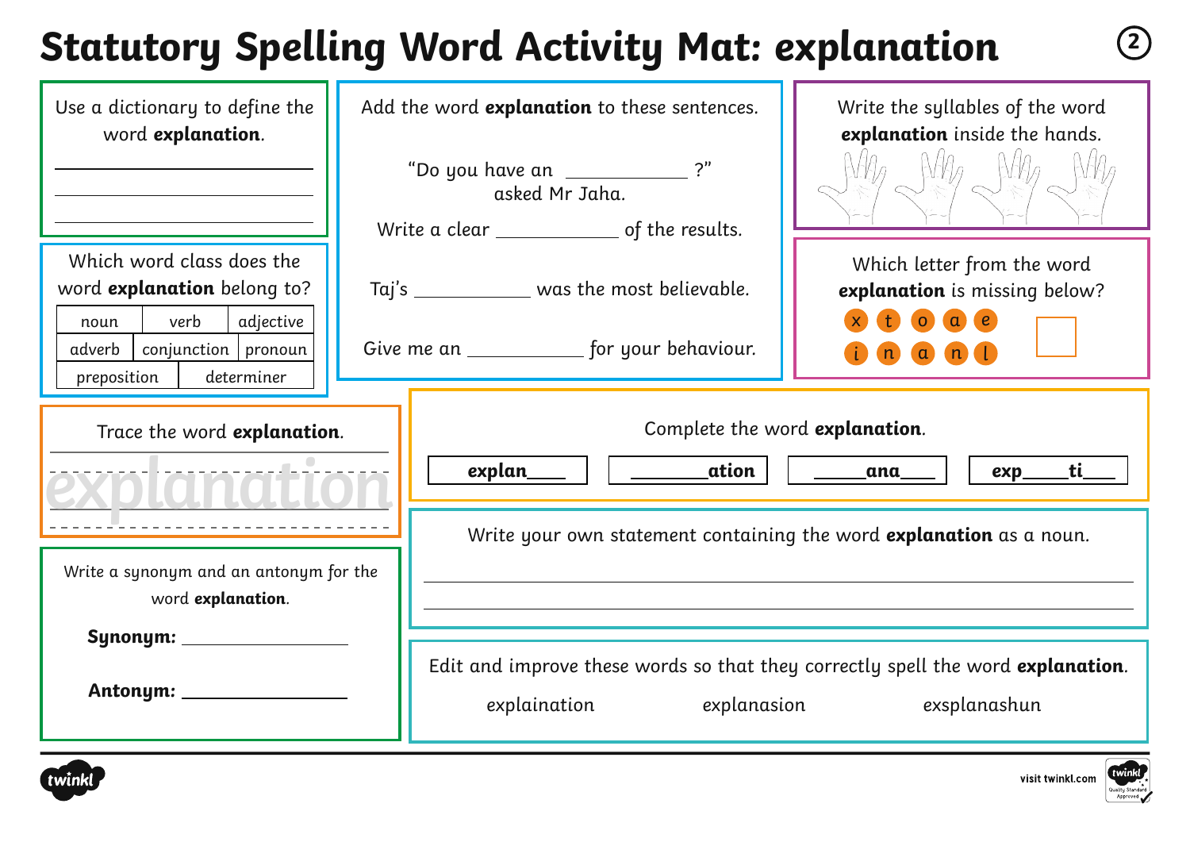# Statutory Spelling Word Activity Mat: explanation

Use a dictionary to define the word **explanation**.

___________________________

___________________________

___________________________

Which word class does the word **explanation** belong to?

| noun | verb | adjective |
|---|---|---|
| adverb | conjunction | pronoun |
| preposition | determiner | |

Add the word **explanation** to these sentences.

"Do you have an ___________ ?" asked Mr Jaha.

Write a clear ___________ of the results.

Taj's ___________ was the most believable.

Give me an ___________ for your behaviour.

Write the syllables of the word **explanation** inside the hands.

Which letter from the word **explanation** is missing below?

x t o a e

i n a n l

Trace the word **explanation**.

explanation

Complete the word **explanation**.

| **explan____** | **________ation** | **_____ana____** | **exp_____ti____** |
|---|---|---|---|

Write a synonym and an antonym for the word **explanation**.

**Synonym:** ________________

**Antonym:** ________________

Write your own statement containing the word **explanation** as a noun.

___________________________________________

___________________________________________

Edit and improve these words so that they correctly spell the word **explanation**.

explaination   explanasion   exsplanashun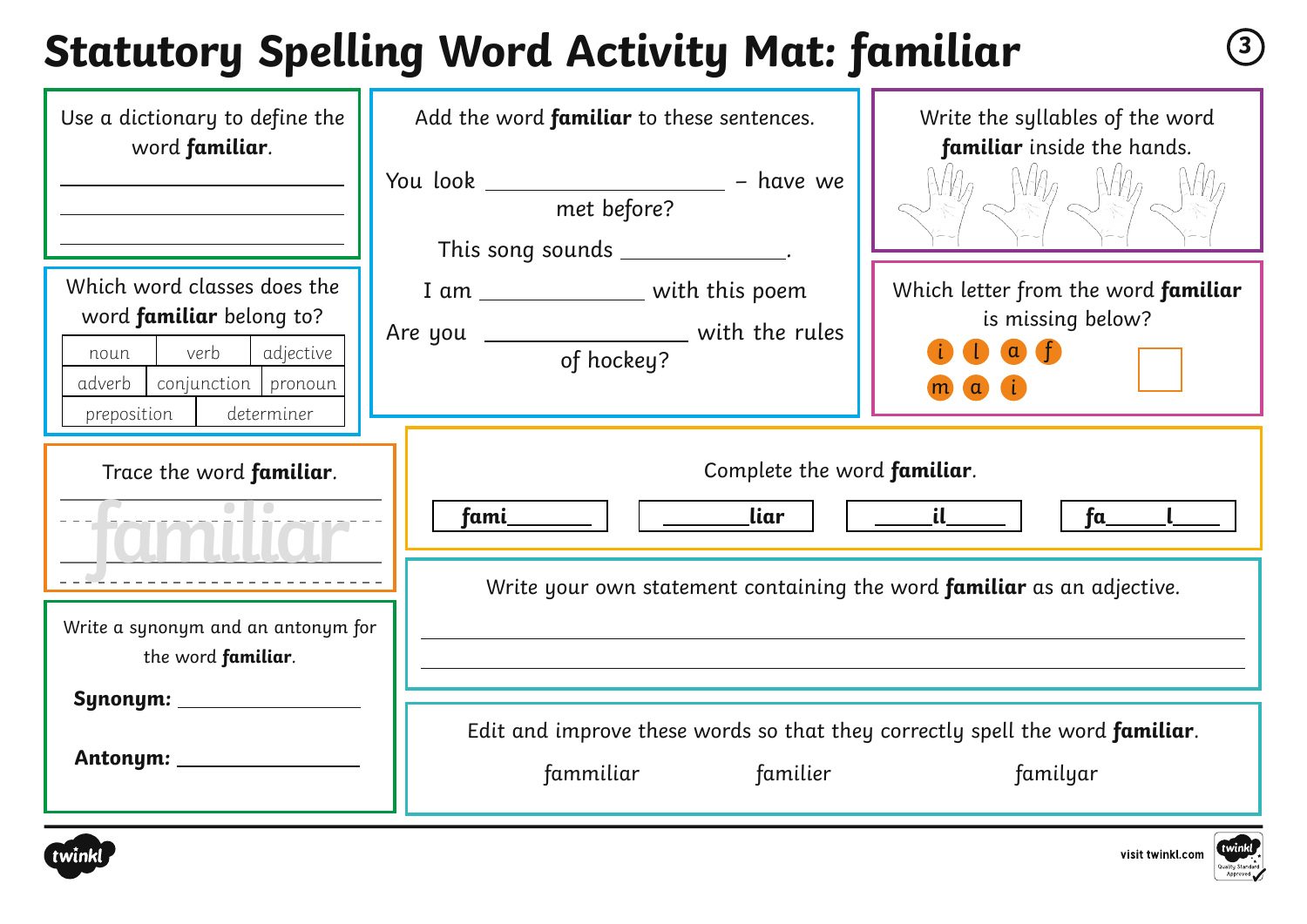# Statutory Spelling Word Activity Mat: familiar

Use a dictionary to define the word **familiar**.

______________________________

______________________________

______________________________

Add the word **familiar** to these sentences.

You look ____________ – have we met before?

This song sounds ____________.

I am ____________ with this poem

Are you ____________ with the rules of hockey?

Write the syllables of the word **familiar** inside the hands.

Which word classes does the word **familiar** belong to?

| noun | verb | adjective |
|---|---|---|
| adverb | conjunction | pronoun |
| preposition | determiner | |

Which letter from the word **familiar** is missing below?

i l a f

m a i

Trace the word **familiar**.

familiar

Complete the word **familiar**.

| fami______ | ______liar | ____il____ | fa____l____ |
|---|---|---|---|

Write a synonym and an antonym for the word **familiar**.

**Synonym:** ____________

**Antonym:** ____________

Write your own statement containing the word **familiar** as an adjective.

______________________________

______________________________

Edit and improve these words so that they correctly spell the word **familiar**.

fammiliar familier familyar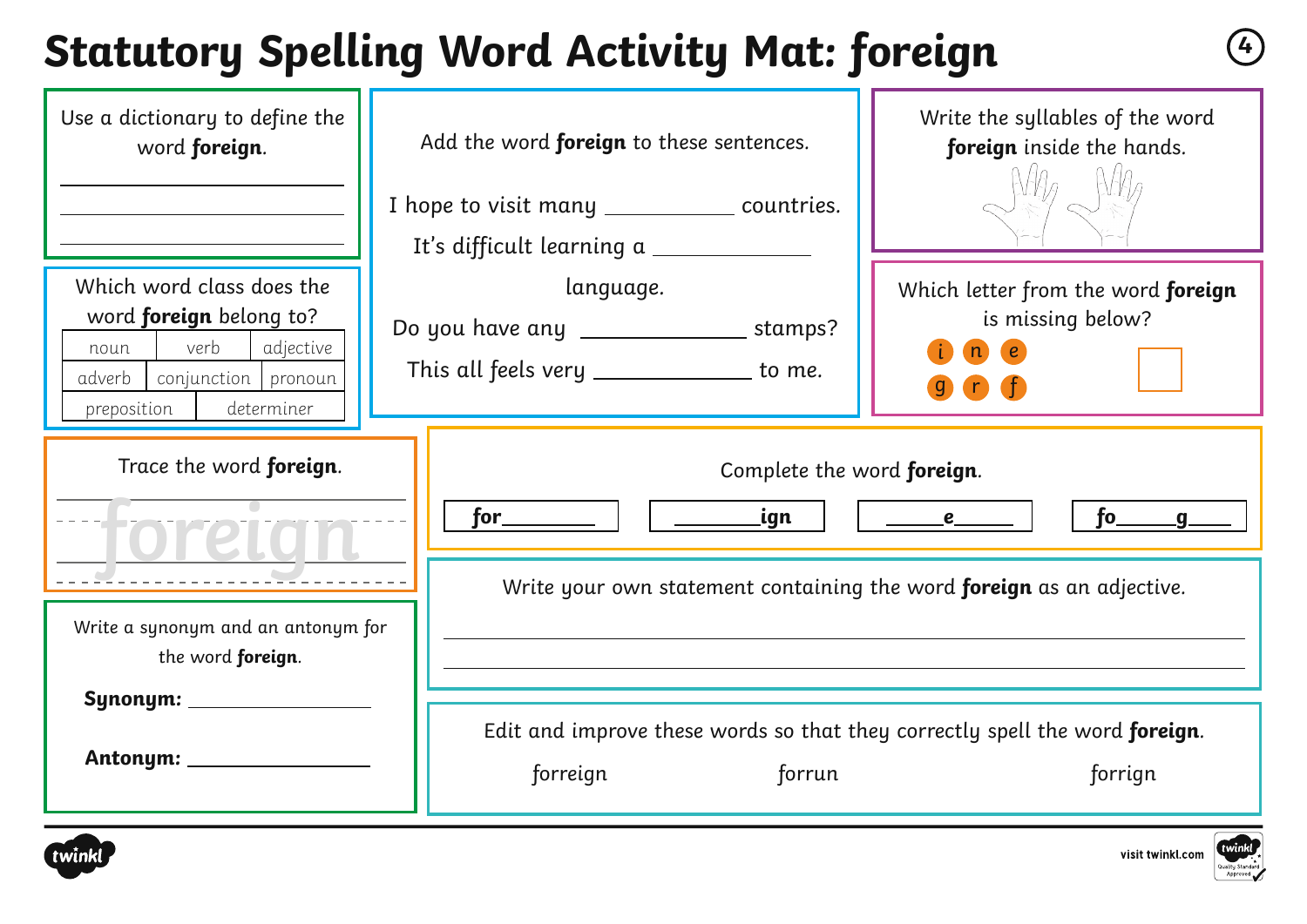# Statutory Spelling Word Activity Mat: foreign

Use a dictionary to define the word **foreign**.

______________________________

______________________________

______________________________

Which word class does the word **foreign** belong to?

| noun | verb | adjective |
|---|---|---|
| adverb | conjunction | pronoun |
| preposition | determiner | |

Add the word **foreign** to these sentences.

I hope to visit many __________ countries.

It's difficult learning a __________ language.

Do you have any __________ stamps?

This all feels very __________ to me.

Write the syllables of the word **foreign** inside the hands.

Which letter from the word **foreign** is missing below?

i n e g r f

☐

Trace the word **foreign**.

foreign

Complete the word **foreign**.

**for**______ ______**ign** ______**e**______ **fo**______**g**______

Write a synonym and an antonym for the word **foreign**.

**Synonym:** __________

**Antonym:** __________

Write your own statement containing the word **foreign** as an adjective.

______________________________

______________________________

Edit and improve these words so that they correctly spell the word **foreign**.

forreign forrun forrign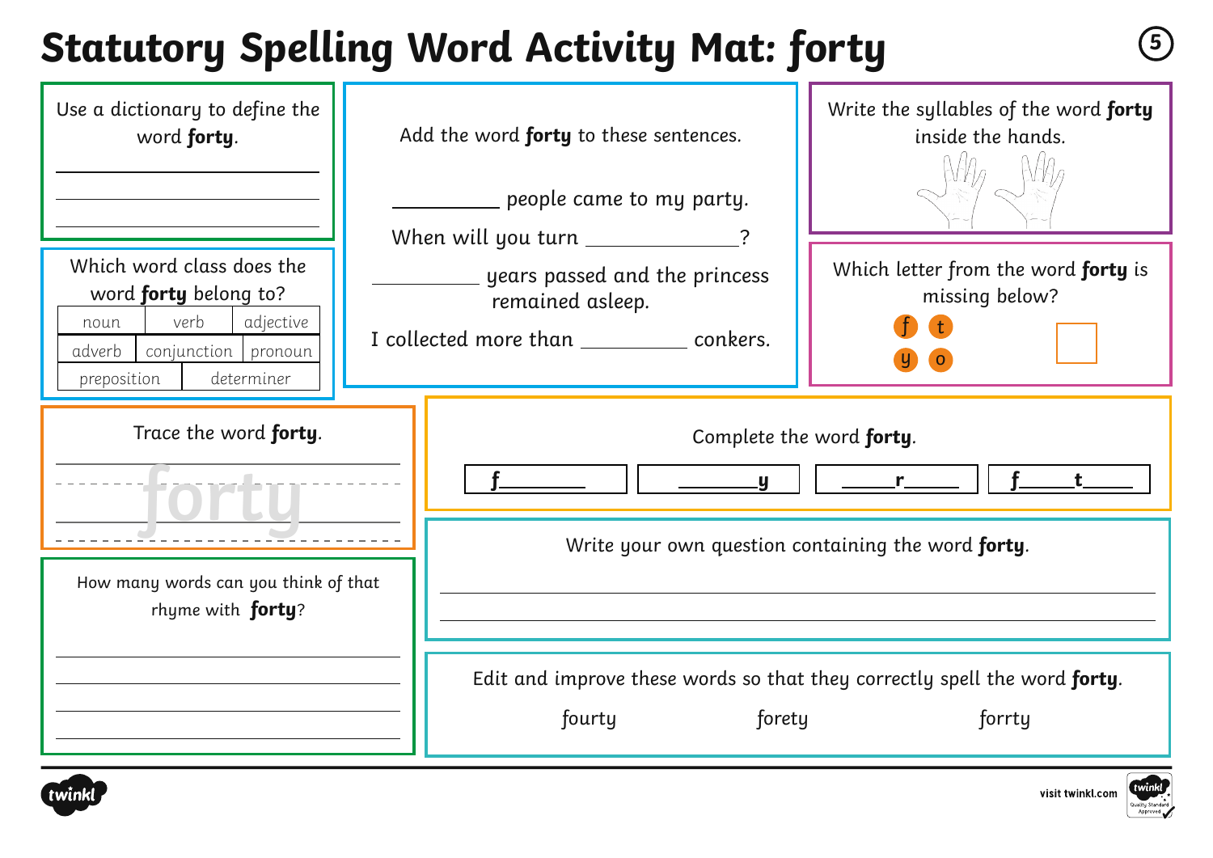# Statutory Spelling Word Activity Mat: forty

Use a dictionary to define the word **forty**.

Which word class does the word **forty** belong to?

| | | |
|---|---|---|
| noun | verb | adjective |
| adverb | conjunction | pronoun |
| preposition | determiner | |

Add the word **forty** to these sentences.

_________ people came to my party.

When will you turn _____________?

_________ years passed and the princess remained asleep.

I collected more than _________ conkers.

Write the syllables of the word **forty** inside the hands.

Which letter from the word **forty** is missing below?

f t y o

Trace the word **forty**.

forty

Complete the word **forty**.

| | | | |
|---|---|---|---|
| f______ | ______y | ____r____ | f____t____ |

How many words can you think of that rhyme with **forty**?

Write your own question containing the word **forty**.

Edit and improve these words so that they correctly spell the word **forty**.

fourty    forety    forrty